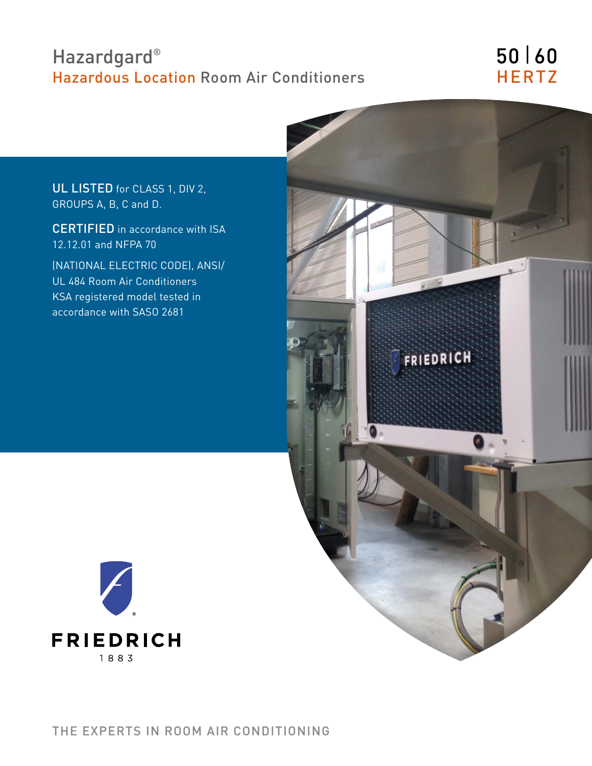# Hazardgard®

## Hazardous Location Room Air Conditioners

50 | 60 HERTZ

**UL LISTED** for CLASS 1, DIV 2, GROUPS A, B, C and D.

**CERTIFIED** in accordance with ISA 12.12.01 and NFPA 70

(NATIONAL ELECTRIC CODE), ANSI/ UL 484 Room Air Conditioners KSA registered model tested in accordance with SASO 2681

FRIEDRICH 1883

THE EXPERTS IN ROOM AIR CONDITIONING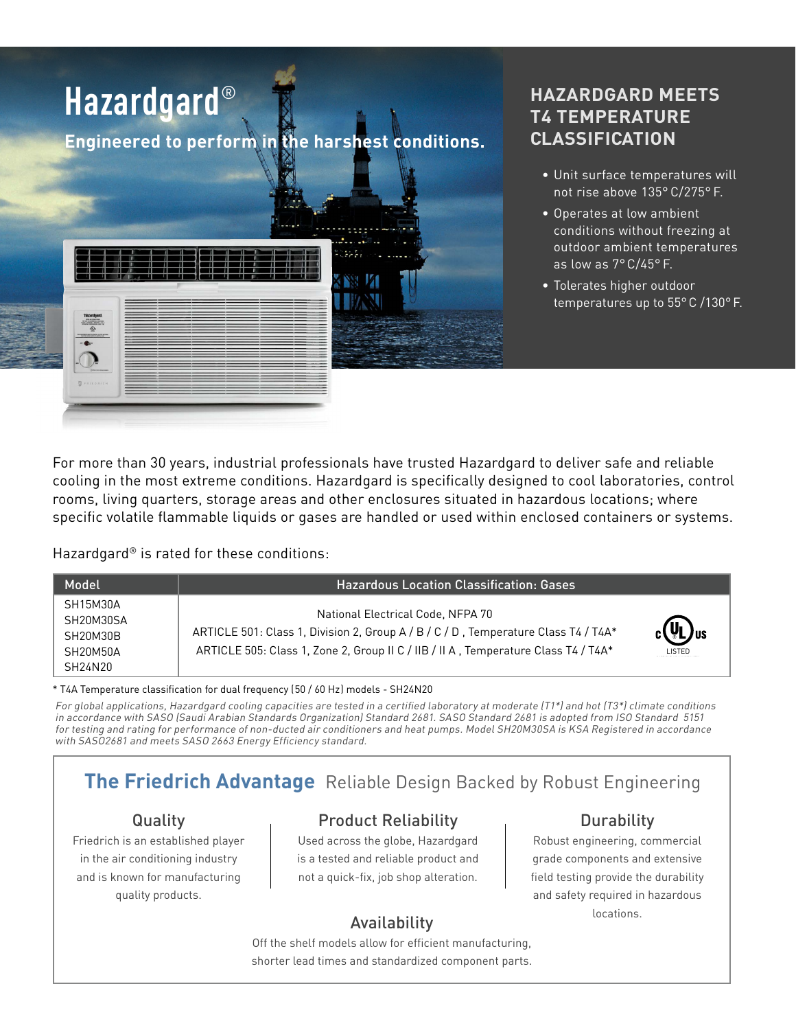# Hazardgard®

**Engineered to perform in the harshest conditions.**

## HAZARDGARD MEETS T4 TEMPERATURE CLASSIFICATION

- Unit surface temperatures will not rise above 135° C/275° F.
- Operates at low ambient conditions without freezing at outdoor ambient temperatures as low as 7° C/45° F.
- Tolerates higher outdoor temperatures up to 55° C /130° F.

For more than 30 years, industrial professionals have trusted Hazardgard to deliver safe and reliable cooling in the most extreme conditions. Hazardgard is specifically designed to cool laboratories, control rooms, living quarters, storage areas and other enclosures situated in hazardous locations; where specific volatile flammable liquids or gases are handled or used within enclosed containers or systems.

Hazardgard® is rated for these conditions:

| Model | Hazardous Location Classification: Gases |
|---|---|
| SH15M30A<br>SH20M30SA<br>SH20M30B<br>SH20M50A<br>SH24N20 | National Electrical Code, NFPA 70<br>ARTICLE 501: Class 1, Division 2, Group A / B / C / D , Temperature Class T4 / T4A*<br>ARTICLE 505: Class 1, Zone 2, Group II C / IIB / II A , Temperature Class T4 / T4A*<br>c UL us LISTED |

* T4A Temperature classification for dual frequency (50 / 60 Hz) models - SH24N20

*For global applications, Hazardgard cooling capacities are tested in a certified laboratory at moderate (T1*) and hot (T3*) climate conditions in accordance with SASO (Saudi Arabian Standards Organization) Standard 2681. SASO Standard 2681 is adopted from ISO Standard 5151 for testing and rating for performance of non-ducted air conditioners and heat pumps. Model SH20M30SA is KSA Registered in accordance with SASO2681 and meets SASO 2663 Energy Efficiency standard.*

## The Friedrich Advantage Reliable Design Backed by Robust Engineering

### Quality

Friedrich is an established player in the air conditioning industry and is known for manufacturing quality products.

### Product Reliability

Used across the globe, Hazardgard is a tested and reliable product and not a quick-fix, job shop alteration.

### Durability

Robust engineering, commercial grade components and extensive field testing provide the durability and safety required in hazardous locations.

### Availability

Off the shelf models allow for efficient manufacturing, shorter lead times and standardized component parts.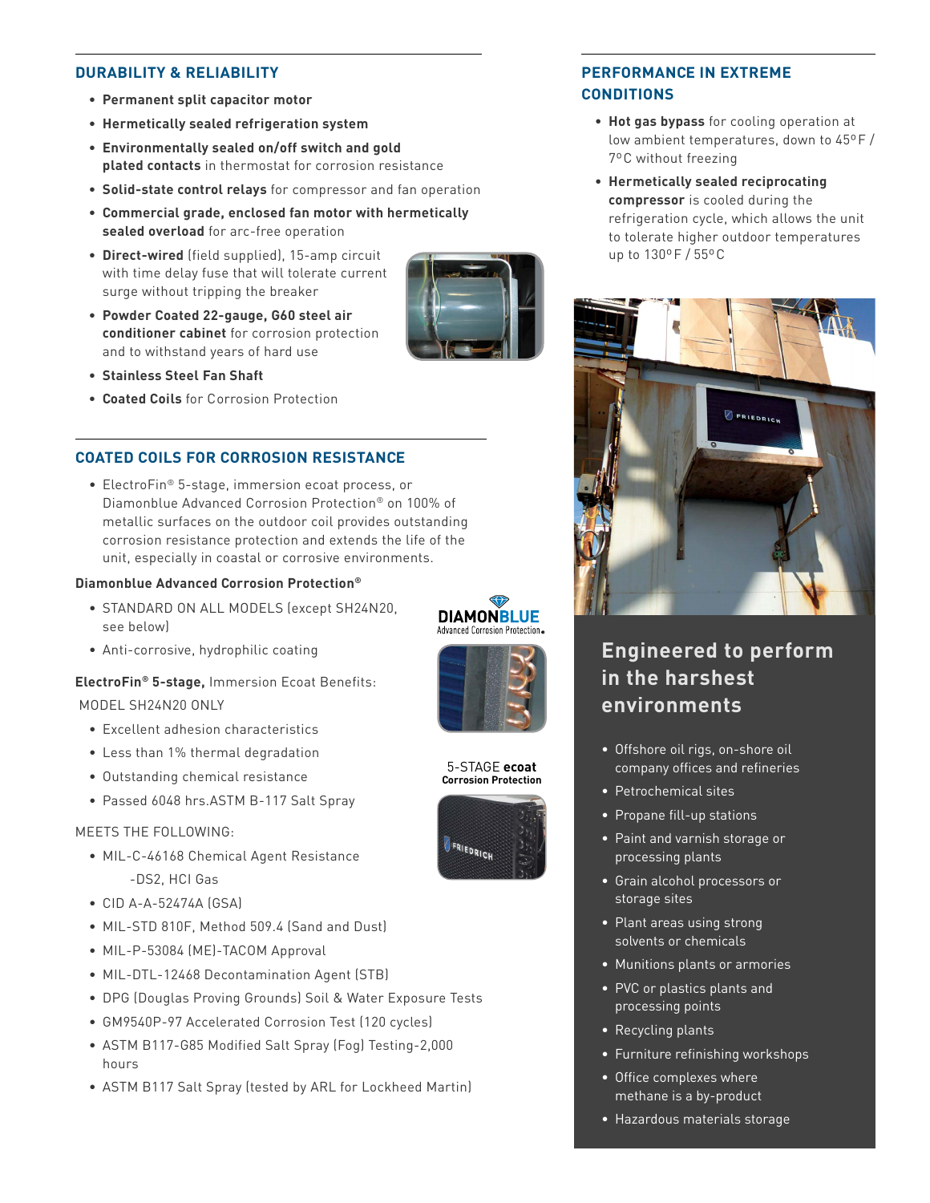## DURABILITY & RELIABILITY

- **Permanent split capacitor motor**
- **Hermetically sealed refrigeration system**
- **Environmentally sealed on/off switch and gold plated contacts** in thermostat for corrosion resistance
- **Solid-state control relays** for compressor and fan operation
- **Commercial grade, enclosed fan motor with hermetically sealed overload** for arc-free operation
- **Direct-wired** (field supplied), 15-amp circuit with time delay fuse that will tolerate current surge without tripping the breaker
- **Powder Coated 22-gauge, G60 steel air conditioner cabinet** for corrosion protection and to withstand years of hard use
- **Stainless Steel Fan Shaft**
- **Coated Coils** for Corrosion Protection

## COATED COILS FOR CORROSION RESISTANCE

- ElectroFin® 5-stage, immersion ecoat process, or Diamonblue Advanced Corrosion Protection® on 100% of metallic surfaces on the outdoor coil provides outstanding corrosion resistance protection and extends the life of the unit, especially in coastal or corrosive environments.

**Diamonblue Advanced Corrosion Protection®**

- STANDARD ON ALL MODELS (except SH24N20, see below)
- Anti-corrosive, hydrophilic coating

DIAMONBLUE Advanced Corrosion Protection.

**ElectroFin® 5-stage,** Immersion Ecoat Benefits:

MODEL SH24N20 ONLY

- Excellent adhesion characteristics
- Less than 1% thermal degradation
- Outstanding chemical resistance
- Passed 6048 hrs.ASTM B-117 Salt Spray

5-STAGE **ecoat**
**Corrosion Protection**

MEETS THE FOLLOWING:

- MIL-C-46168 Chemical Agent Resistance -DS2, HCI Gas
- CID A-A-52474A (GSA)
- MIL-STD 810F, Method 509.4 (Sand and Dust)
- MIL-P-53084 (ME)-TACOM Approval
- MIL-DTL-12468 Decontamination Agent (STB)
- DPG (Douglas Proving Grounds) Soil & Water Exposure Tests
- GM9540P-97 Accelerated Corrosion Test (120 cycles)
- ASTM B117-G85 Modified Salt Spray (Fog) Testing-2,000 hours
- ASTM B117 Salt Spray (tested by ARL for Lockheed Martin)

## PERFORMANCE IN EXTREME CONDITIONS

- **Hot gas bypass** for cooling operation at low ambient temperatures, down to 45ºF / 7ºC without freezing
- **Hermetically sealed reciprocating compressor** is cooled during the refrigeration cycle, which allows the unit to tolerate higher outdoor temperatures up to 130ºF / 55ºC

## Engineered to perform in the harshest environments

- Offshore oil rigs, on-shore oil company offices and refineries
- Petrochemical sites
- Propane fill-up stations
- Paint and varnish storage or processing plants
- Grain alcohol processors or storage sites
- Plant areas using strong solvents or chemicals
- Munitions plants or armories
- PVC or plastics plants and processing points
- Recycling plants
- Furniture refinishing workshops
- Office complexes where methane is a by-product
- Hazardous materials storage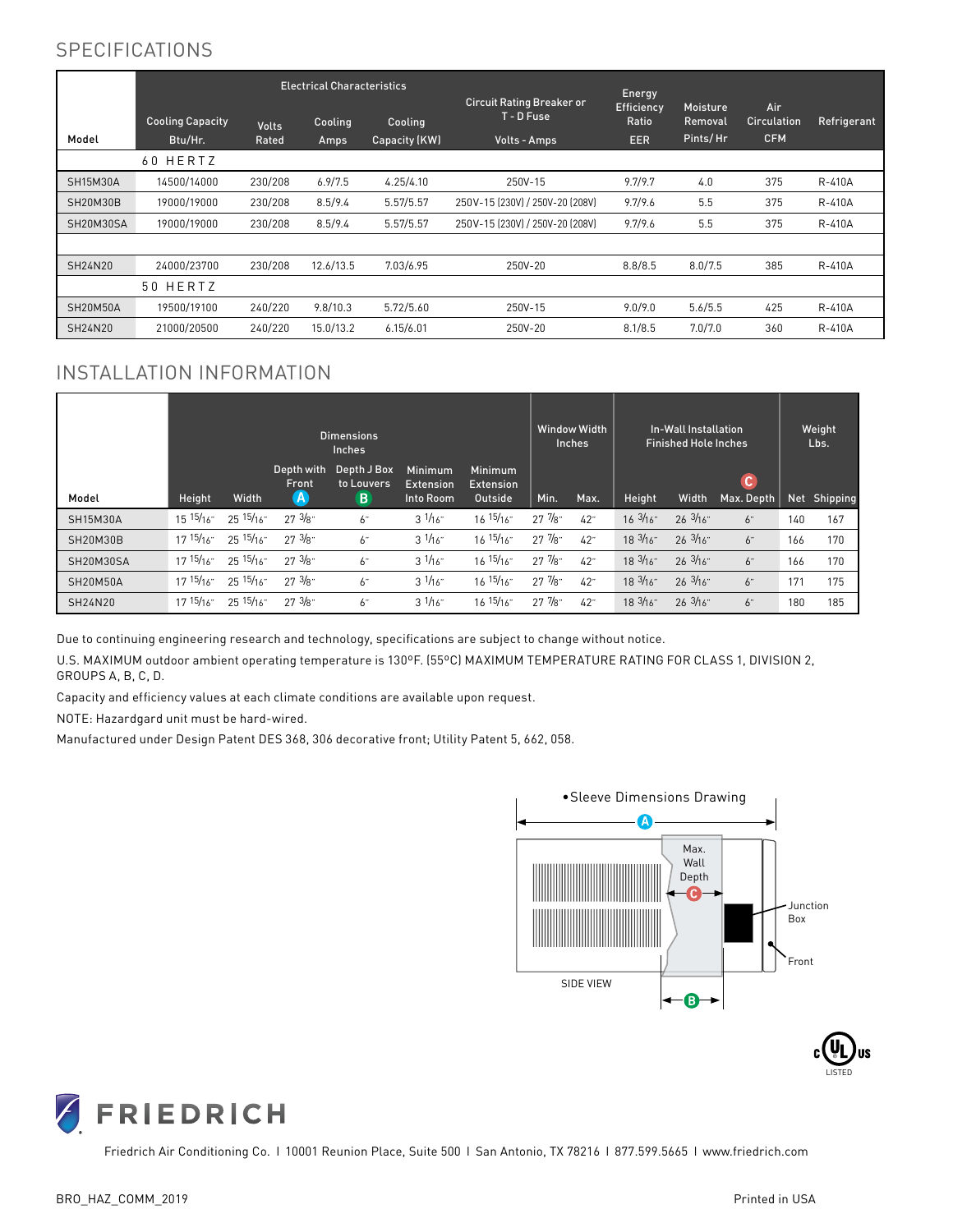## SPECIFICATIONS

| Model | Electrical Characteristics | | | | Circuit Rating Breaker or T - D Fuse | Energy Efficiency Ratio | Moisture Removal | Air Circulation | Refrigerant |
|---|---|---|---|---|---|---|---|---|---|
| | Cooling Capacity Btu/Hr. | Volts Rated | Cooling Amps | Cooling Capacity (KW) | Volts - Amps | EER | Pints/ Hr | CFM | |
| | 60 HERTZ | | | | | | | | |
| SH15M30A | 14500/14000 | 230/208 | 6.9/7.5 | 4.25/4.10 | 250V-15 | 9.7/9.7 | 4.0 | 375 | R-410A |
| SH20M30B | 19000/19000 | 230/208 | 8.5/9.4 | 5.57/5.57 | 250V-15 (230V) / 250V-20 (208V) | 9.7/9.6 | 5.5 | 375 | R-410A |
| SH20M30SA | 19000/19000 | 230/208 | 8.5/9.4 | 5.57/5.57 | 250V-15 (230V) / 250V-20 (208V) | 9.7/9.6 | 5.5 | 375 | R-410A |
| | | | | | | | | | |
| SH24N20 | 24000/23700 | 230/208 | 12.6/13.5 | 7.03/6.95 | 250V-20 | 8.8/8.5 | 8.0/7.5 | 385 | R-410A |
| | 50 HERTZ | | | | | | | | |
| SH20M50A | 19500/19100 | 240/220 | 9.8/10.3 | 5.72/5.60 | 250V-15 | 9.0/9.0 | 5.6/5.5 | 425 | R-410A |
| SH24N20 | 21000/20500 | 240/220 | 15.0/13.2 | 6.15/6.01 | 250V-20 | 8.1/8.5 | 7.0/7.0 | 360 | R-410A |

## INSTALLATION INFORMATION

| Model | Dimensions Inches | | | | | | Window Width Inches | | In-Wall Installation Finished Hole Inches | | | Weight Lbs. | |
|---|---|---|---|---|---|---|---|---|---|---|---|---|---|
| | Height | Width | Depth with Front (A) | Depth J Box to Louvers (B) | Minimum Extension Into Room | Minimum Extension Outside | Min. | Max. | Height | Width | (C) Max. Depth | Net | Shipping |
| SH15M30A | 15 15/16" | 25 15/16" | 27 3/8" | 6" | 3 1/16" | 16 15/16" | 27 7/8" | 42" | 16 3/16" | 26 3/16" | 6" | 140 | 167 |
| SH20M30B | 17 15/16" | 25 15/16" | 27 3/8" | 6" | 3 1/16" | 16 15/16" | 27 7/8" | 42" | 18 3/16" | 26 3/16" | 6" | 166 | 170 |
| SH20M30SA | 17 15/16" | 25 15/16" | 27 3/8" | 6" | 3 1/16" | 16 15/16" | 27 7/8" | 42" | 18 3/16" | 26 3/16" | 6" | 166 | 170 |
| SH20M50A | 17 15/16" | 25 15/16" | 27 3/8" | 6" | 3 1/16" | 16 15/16" | 27 7/8" | 42" | 18 3/16" | 26 3/16" | 6" | 171 | 175 |
| SH24N20 | 17 15/16" | 25 15/16" | 27 3/8" | 6" | 3 1/16" | 16 15/16" | 27 7/8" | 42" | 18 3/16" | 26 3/16" | 6" | 180 | 185 |

Due to continuing engineering research and technology, specifications are subject to change without notice.

U.S. MAXIMUM outdoor ambient operating temperature is 130ºF. (55ºC) MAXIMUM TEMPERATURE RATING FOR CLASS 1, DIVISION 2, GROUPS A, B, C, D.

Capacity and efficiency values at each climate conditions are available upon request.

NOTE: Hazardgard unit must be hard-wired.

Manufactured under Design Patent DES 368, 306 decorative front; Utility Patent 5, 662, 058.

•Sleeve Dimensions Drawing

A

Max. Wall Depth

C

Junction Box

Front

SIDE VIEW

B

c UL us LISTED

FRIEDRICH

Friedrich Air Conditioning Co. | 10001 Reunion Place, Suite 500 | San Antonio, TX 78216 | 877.599.5665 | www.friedrich.com

BRO_HAZ_COMM_2019

Printed in USA